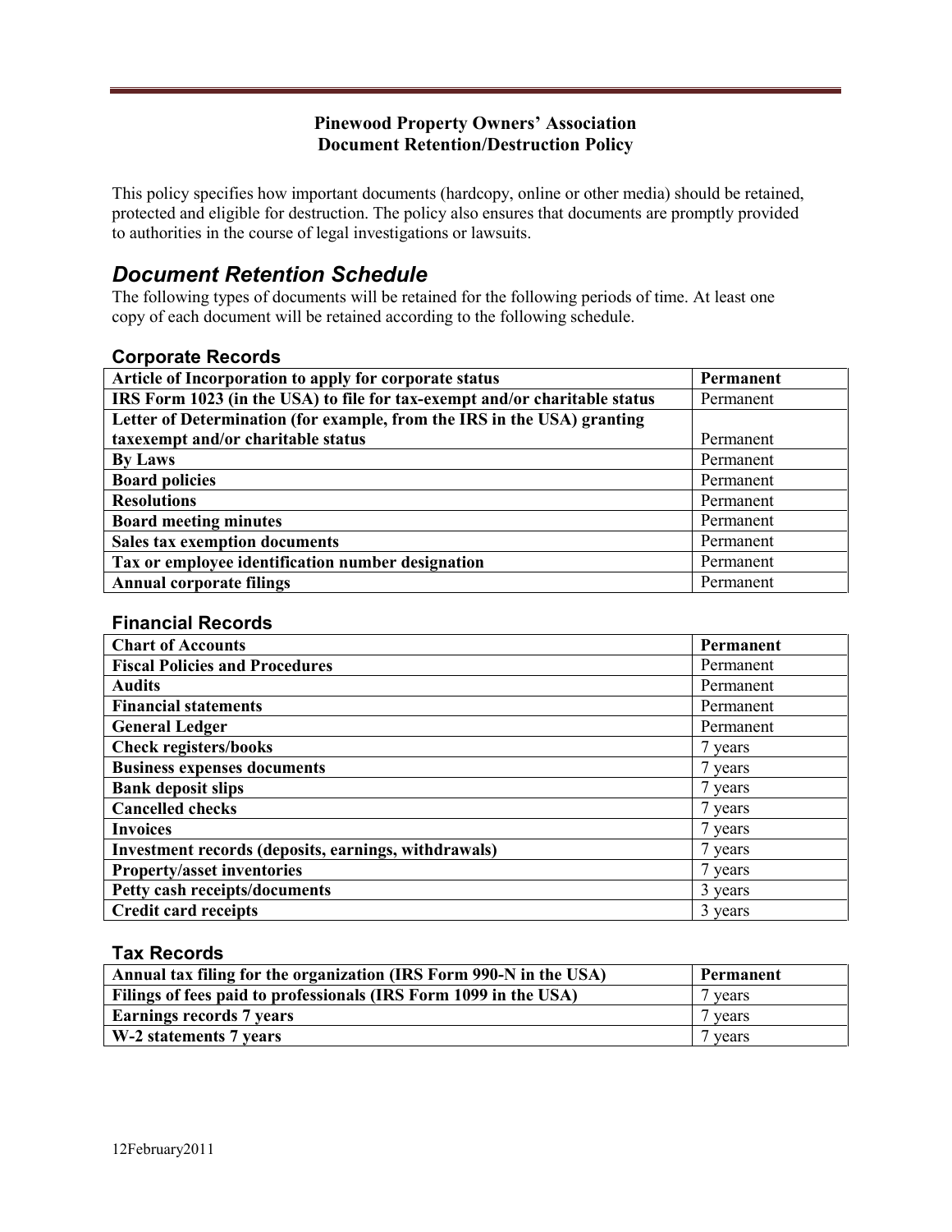**Pinewood Property Owners' Association**
**Document Retention/Destruction Policy**

This policy specifies how important documents (hardcopy, online or other media) should be retained, protected and eligible for destruction. The policy also ensures that documents are promptly provided to authorities in the course of legal investigations or lawsuits.

## *Document Retention Schedule*

The following types of documents will be retained for the following periods of time. At least one copy of each document will be retained according to the following schedule.

### Corporate Records

| Article of Incorporation to apply for corporate status | Permanent |
|---|---|
| IRS Form 1023 (in the USA) to file for tax-exempt and/or charitable status | Permanent |
| Letter of Determination (for example, from the IRS in the USA) granting taxexempt and/or charitable status | Permanent |
| By Laws | Permanent |
| Board policies | Permanent |
| Resolutions | Permanent |
| Board meeting minutes | Permanent |
| Sales tax exemption documents | Permanent |
| Tax or employee identification number designation | Permanent |
| Annual corporate filings | Permanent |

### Financial Records

| Chart of Accounts | Permanent |
|---|---|
| Fiscal Policies and Procedures | Permanent |
| Audits | Permanent |
| Financial statements | Permanent |
| General Ledger | Permanent |
| Check registers/books | 7 years |
| Business expenses documents | 7 years |
| Bank deposit slips | 7 years |
| Cancelled checks | 7 years |
| Invoices | 7 years |
| Investment records (deposits, earnings, withdrawals) | 7 years |
| Property/asset inventories | 7 years |
| Petty cash receipts/documents | 3 years |
| Credit card receipts | 3 years |

### Tax Records

| Annual tax filing for the organization (IRS Form 990-N in the USA) | Permanent |
|---|---|
| Filings of fees paid to professionals (IRS Form 1099 in the USA) | 7 years |
| Earnings records 7 years | 7 years |
| W-2 statements 7 years | 7 years |

12February2011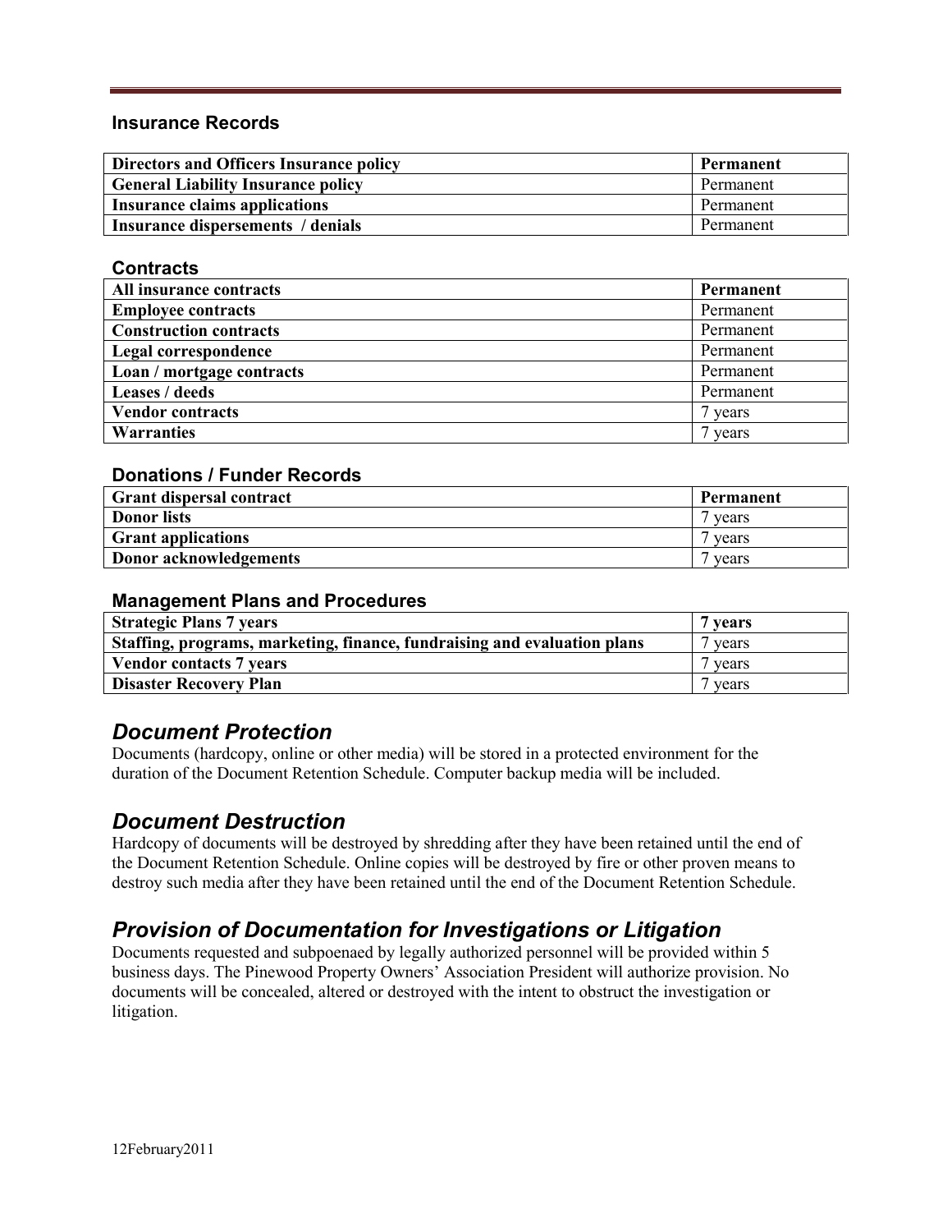### Insurance Records

| | |
|---|---|
| **Directors and Officers Insurance policy** | **Permanent** |
| **General Liability Insurance policy** | Permanent |
| **Insurance claims applications** | Permanent |
| **Insurance dispersements / denials** | Permanent |

### Contracts

| | |
|---|---|
| **All insurance contracts** | **Permanent** |
| **Employee contracts** | Permanent |
| **Construction contracts** | Permanent |
| **Legal correspondence** | Permanent |
| **Loan / mortgage contracts** | Permanent |
| **Leases / deeds** | Permanent |
| **Vendor contracts** | 7 years |
| **Warranties** | 7 years |

### Donations / Funder Records

| | |
|---|---|
| **Grant dispersal contract** | **Permanent** |
| **Donor lists** | 7 years |
| **Grant applications** | 7 years |
| **Donor acknowledgements** | 7 years |

### Management Plans and Procedures

| | |
|---|---|
| **Strategic Plans 7 years** | **7 years** |
| **Staffing, programs, marketing, finance, fundraising and evaluation plans** | 7 years |
| **Vendor contacts 7 years** | 7 years |
| **Disaster Recovery Plan** | 7 years |

## *Document Protection*

Documents (hardcopy, online or other media) will be stored in a protected environment for the duration of the Document Retention Schedule. Computer backup media will be included.

## *Document Destruction*

Hardcopy of documents will be destroyed by shredding after they have been retained until the end of the Document Retention Schedule. Online copies will be destroyed by fire or other proven means to destroy such media after they have been retained until the end of the Document Retention Schedule.

## *Provision of Documentation for Investigations or Litigation*

Documents requested and subpoenaed by legally authorized personnel will be provided within 5 business days. The Pinewood Property Owners' Association President will authorize provision. No documents will be concealed, altered or destroyed with the intent to obstruct the investigation or litigation.

12February2011